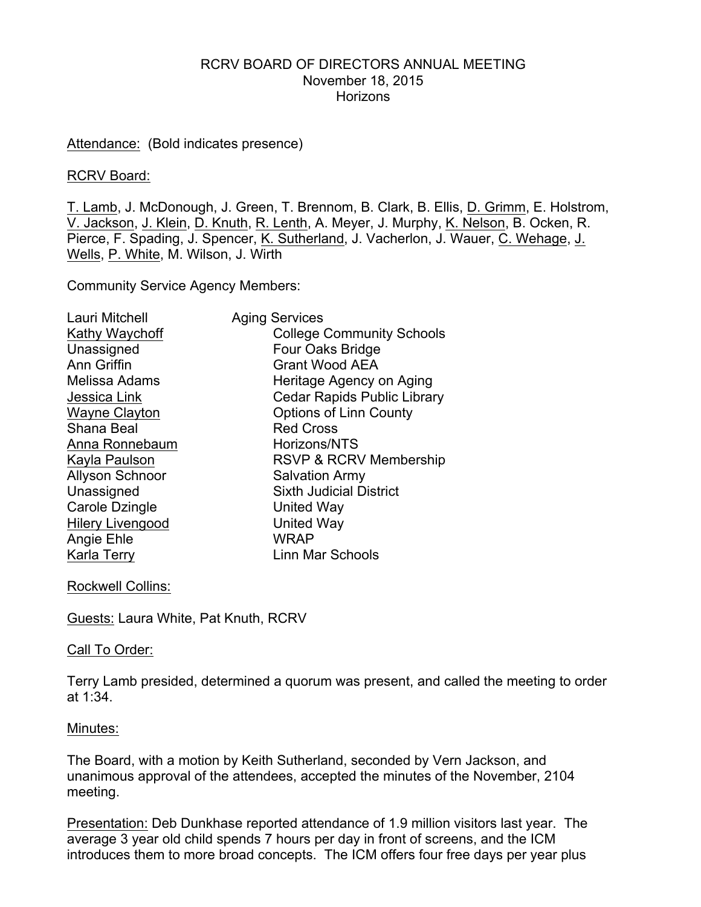RCRV BOARD OF DIRECTORS ANNUAL MEETING
November 18, 2015
Horizons

<u>Attendance:</u> (Bold indicates presence)

<u>RCRV Board:</u>

<u>T. Lamb</u>, J. McDonough, J. Green, T. Brennom, B. Clark, B. Ellis, <u>D. Grimm</u>, E. Holstrom, <u>V. Jackson</u>, <u>J. Klein</u>, <u>D. Knuth</u>, <u>R. Lenth</u>, A. Meyer, J. Murphy, <u>K. Nelson</u>, B. Ocken, R. Pierce, F. Spading, J. Spencer, <u>K. Sutherland</u>, J. Vacherlon, J. Wauer, <u>C. Wehage</u>, <u>J. Wells</u>, <u>P. White</u>, M. Wilson, J. Wirth

Community Service Agency Members:

| | |
|---|---|
| Lauri Mitchell | Aging Services |
| <u>Kathy Waychoff</u> | College Community Schools |
| Unassigned | Four Oaks Bridge |
| Ann Griffin | Grant Wood AEA |
| Melissa Adams | Heritage Agency on Aging |
| <u>Jessica Link</u> | Cedar Rapids Public Library |
| <u>Wayne Clayton</u> | Options of Linn County |
| Shana Beal | Red Cross |
| <u>Anna Ronnebaum</u> | Horizons/NTS |
| <u>Kayla Paulson</u> | RSVP & RCRV Membership |
| Allyson Schnoor | Salvation Army |
| Unassigned | Sixth Judicial District |
| Carole Dzingle | United Way |
| <u>Hilery Livengood</u> | United Way |
| Angie Ehle | WRAP |
| <u>Karla Terry</u> | Linn Mar Schools |

<u>Rockwell Collins:</u>

<u>Guests:</u> Laura White, Pat Knuth, RCRV

<u>Call To Order:</u>

Terry Lamb presided, determined a quorum was present, and called the meeting to order at 1:34.

<u>Minutes:</u>

The Board, with a motion by Keith Sutherland, seconded by Vern Jackson, and unanimous approval of the attendees, accepted the minutes of the November, 2104 meeting.

<u>Presentation:</u> Deb Dunkhase reported attendance of 1.9 million visitors last year. The average 3 year old child spends 7 hours per day in front of screens, and the ICM introduces them to more broad concepts. The ICM offers four free days per year plus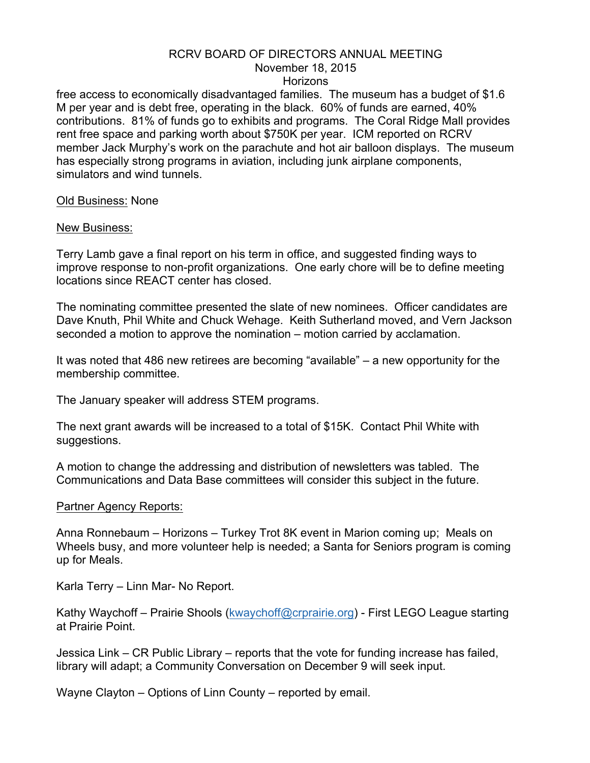free access to economically disadvantaged families. The museum has a budget of $1.6 M per year and is debt free, operating in the black. 60% of funds are earned, 40% contributions. 81% of funds go to exhibits and programs. The Coral Ridge Mall provides rent free space and parking worth about $750K per year. ICM reported on RCRV member Jack Murphy's work on the parachute and hot air balloon displays. The museum has especially strong programs in aviation, including junk airplane components, simulators and wind tunnels.

Old Business: None

New Business:

Terry Lamb gave a final report on his term in office, and suggested finding ways to improve response to non-profit organizations. One early chore will be to define meeting locations since REACT center has closed.

The nominating committee presented the slate of new nominees. Officer candidates are Dave Knuth, Phil White and Chuck Wehage. Keith Sutherland moved, and Vern Jackson seconded a motion to approve the nomination – motion carried by acclamation.

It was noted that 486 new retirees are becoming "available" – a new opportunity for the membership committee.

The January speaker will address STEM programs.

The next grant awards will be increased to a total of $15K. Contact Phil White with suggestions.

A motion to change the addressing and distribution of newsletters was tabled. The Communications and Data Base committees will consider this subject in the future.

Partner Agency Reports:

Anna Ronnebaum – Horizons – Turkey Trot 8K event in Marion coming up; Meals on Wheels busy, and more volunteer help is needed; a Santa for Seniors program is coming up for Meals.

Karla Terry – Linn Mar- No Report.

Kathy Waychoff – Prairie Shools (kwaychoff@crprairie.org) - First LEGO League starting at Prairie Point.

Jessica Link – CR Public Library – reports that the vote for funding increase has failed, library will adapt; a Community Conversation on December 9 will seek input.

Wayne Clayton – Options of Linn County – reported by email.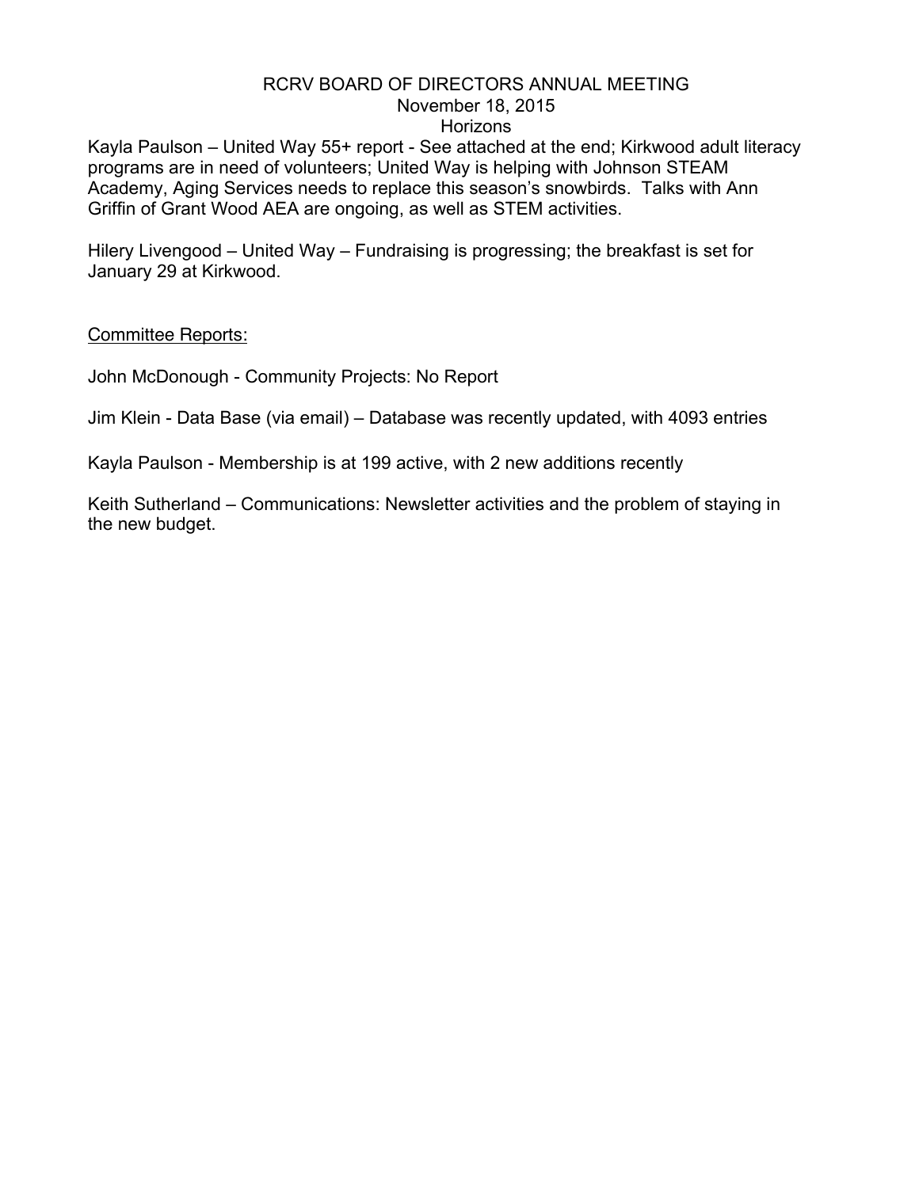RCRV BOARD OF DIRECTORS ANNUAL MEETING
November 18, 2015
Horizons

Kayla Paulson – United Way 55+ report - See attached at the end; Kirkwood adult literacy programs are in need of volunteers; United Way is helping with Johnson STEAM Academy, Aging Services needs to replace this season's snowbirds. Talks with Ann Griffin of Grant Wood AEA are ongoing, as well as STEM activities.

Hilery Livengood – United Way – Fundraising is progressing; the breakfast is set for January 29 at Kirkwood.

<u>Committee Reports:</u>

John McDonough - Community Projects: No Report

Jim Klein - Data Base (via email) – Database was recently updated, with 4093 entries

Kayla Paulson - Membership is at 199 active, with 2 new additions recently

Keith Sutherland – Communications: Newsletter activities and the problem of staying in the new budget.